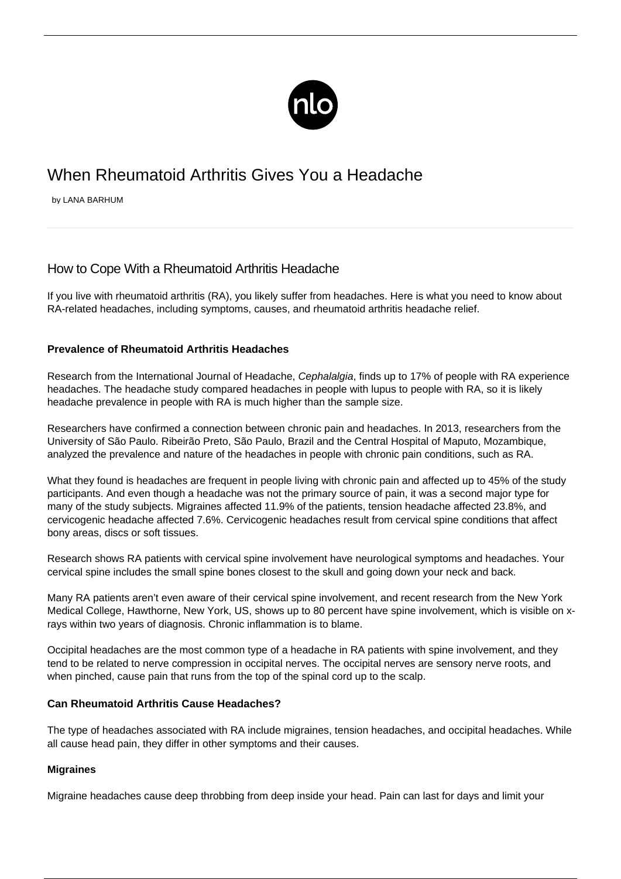# When Rheumatoid Arthritis Gives You a Headache

by LANA BARHUM

## How to Cope With a Rheumatoid Arthritis Headache

If you live with rheumatoid arthritis (RA), you likely suffer from headaches. Here is what you need to know about RA-related headaches, including symptoms, causes, and rheumatoid arthritis headache relief.

### Prevalence of Rheumatoid Arthritis Headaches

Research from the International Journal of Headache, *Cephalalgia*, finds up to 17% of people with RA experience headaches. The headache study compared headaches in people with lupus to people with RA, so it is likely headache prevalence in people with RA is much higher than the sample size.

Researchers have confirmed a connection between chronic pain and headaches. In 2013, researchers from the University of São Paulo. Ribeirão Preto, São Paulo, Brazil and the Central Hospital of Maputo, Mozambique, analyzed the prevalence and nature of the headaches in people with chronic pain conditions, such as RA.

What they found is headaches are frequent in people living with chronic pain and affected up to 45% of the study participants. And even though a headache was not the primary source of pain, it was a second major type for many of the study subjects. Migraines affected 11.9% of the patients, tension headache affected 23.8%, and cervicogenic headache affected 7.6%. Cervicogenic headaches result from cervical spine conditions that affect bony areas, discs or soft tissues.

Research shows RA patients with cervical spine involvement have neurological symptoms and headaches. Your cervical spine includes the small spine bones closest to the skull and going down your neck and back.

Many RA patients aren't even aware of their cervical spine involvement, and recent research from the New York Medical College, Hawthorne, New York, US, shows up to 80 percent have spine involvement, which is visible on x-rays within two years of diagnosis. Chronic inflammation is to blame.

Occipital headaches are the most common type of a headache in RA patients with spine involvement, and they tend to be related to nerve compression in occipital nerves. The occipital nerves are sensory nerve roots, and when pinched, cause pain that runs from the top of the spinal cord up to the scalp.

### Can Rheumatoid Arthritis Cause Headaches?

The type of headaches associated with RA include migraines, tension headaches, and occipital headaches. While all cause head pain, they differ in other symptoms and their causes.

#### Migraines

Migraine headaches cause deep throbbing from deep inside your head. Pain can last for days and limit your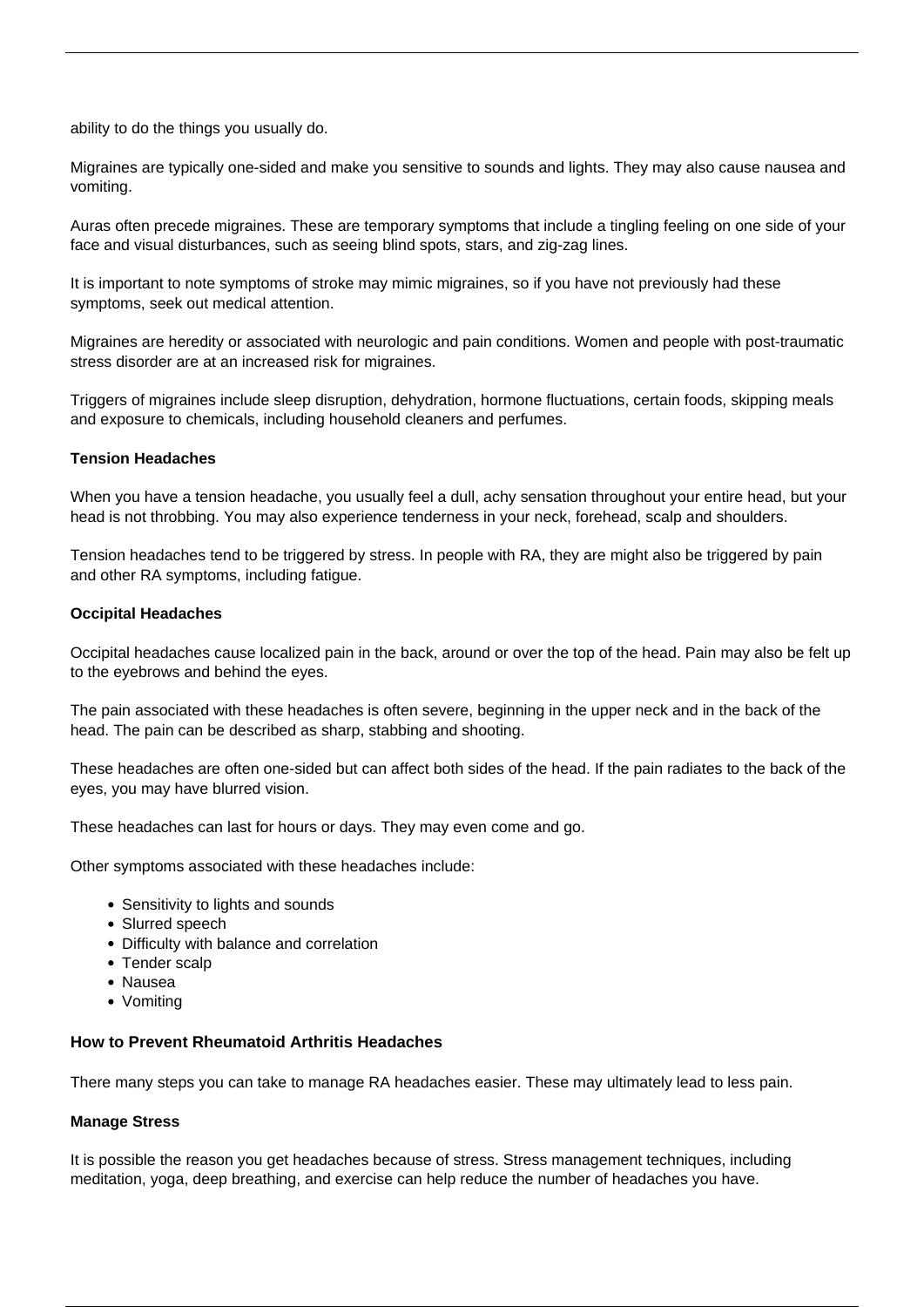ability to do the things you usually do.

Migraines are typically one-sided and make you sensitive to sounds and lights. They may also cause nausea and vomiting.

Auras often precede migraines. These are temporary symptoms that include a tingling feeling on one side of your face and visual disturbances, such as seeing blind spots, stars, and zig-zag lines.

It is important to note symptoms of stroke may mimic migraines, so if you have not previously had these symptoms, seek out medical attention.

Migraines are heredity or associated with neurologic and pain conditions. Women and people with post-traumatic stress disorder are at an increased risk for migraines.

Triggers of migraines include sleep disruption, dehydration, hormone fluctuations, certain foods, skipping meals and exposure to chemicals, including household cleaners and perfumes.

**Tension Headaches**

When you have a tension headache, you usually feel a dull, achy sensation throughout your entire head, but your head is not throbbing. You may also experience tenderness in your neck, forehead, scalp and shoulders.

Tension headaches tend to be triggered by stress. In people with RA, they are might also be triggered by pain and other RA symptoms, including fatigue.

**Occipital Headaches**

Occipital headaches cause localized pain in the back, around or over the top of the head. Pain may also be felt up to the eyebrows and behind the eyes.

The pain associated with these headaches is often severe, beginning in the upper neck and in the back of the head. The pain can be described as sharp, stabbing and shooting.

These headaches are often one-sided but can affect both sides of the head. If the pain radiates to the back of the eyes, you may have blurred vision.

These headaches can last for hours or days. They may even come and go.

Other symptoms associated with these headaches include:

- Sensitivity to lights and sounds
- Slurred speech
- Difficulty with balance and correlation
- Tender scalp
- Nausea
- Vomiting

**How to Prevent Rheumatoid Arthritis Headaches**

There many steps you can take to manage RA headaches easier. These may ultimately lead to less pain.

**Manage Stress**

It is possible the reason you get headaches because of stress. Stress management techniques, including meditation, yoga, deep breathing, and exercise can help reduce the number of headaches you have.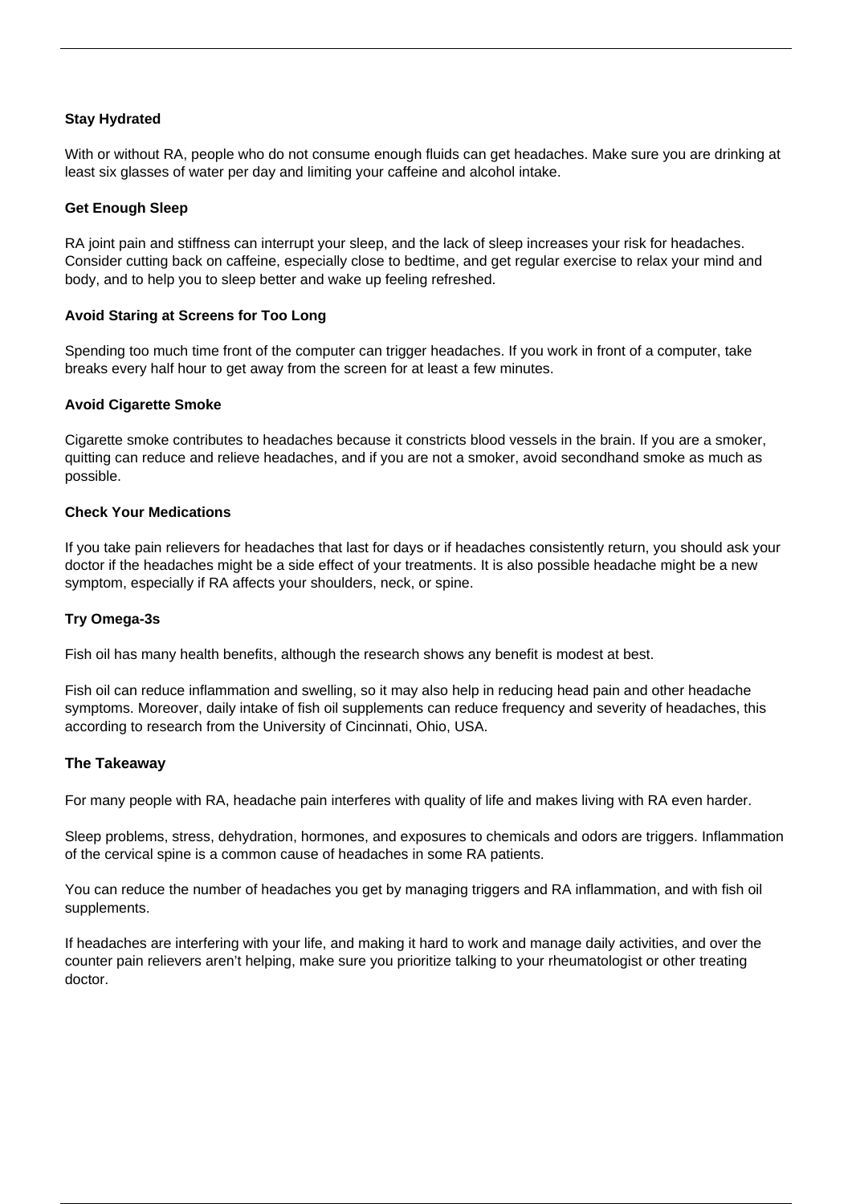**Stay Hydrated**

With or without RA, people who do not consume enough fluids can get headaches. Make sure you are drinking at least six glasses of water per day and limiting your caffeine and alcohol intake.

**Get Enough Sleep**

RA joint pain and stiffness can interrupt your sleep, and the lack of sleep increases your risk for headaches. Consider cutting back on caffeine, especially close to bedtime, and get regular exercise to relax your mind and body, and to help you to sleep better and wake up feeling refreshed.

**Avoid Staring at Screens for Too Long**

Spending too much time front of the computer can trigger headaches. If you work in front of a computer, take breaks every half hour to get away from the screen for at least a few minutes.

**Avoid Cigarette Smoke**

Cigarette smoke contributes to headaches because it constricts blood vessels in the brain. If you are a smoker, quitting can reduce and relieve headaches, and if you are not a smoker, avoid secondhand smoke as much as possible.

**Check Your Medications**

If you take pain relievers for headaches that last for days or if headaches consistently return, you should ask your doctor if the headaches might be a side effect of your treatments. It is also possible headache might be a new symptom, especially if RA affects your shoulders, neck, or spine.

**Try Omega-3s**

Fish oil has many health benefits, although the research shows any benefit is modest at best.

Fish oil can reduce inflammation and swelling, so it may also help in reducing head pain and other headache symptoms. Moreover, daily intake of fish oil supplements can reduce frequency and severity of headaches, this according to research from the University of Cincinnati, Ohio, USA.

**The Takeaway**

For many people with RA, headache pain interferes with quality of life and makes living with RA even harder.

Sleep problems, stress, dehydration, hormones, and exposures to chemicals and odors are triggers. Inflammation of the cervical spine is a common cause of headaches in some RA patients.

You can reduce the number of headaches you get by managing triggers and RA inflammation, and with fish oil supplements.

If headaches are interfering with your life, and making it hard to work and manage daily activities, and over the counter pain relievers aren't helping, make sure you prioritize talking to your rheumatologist or other treating doctor.